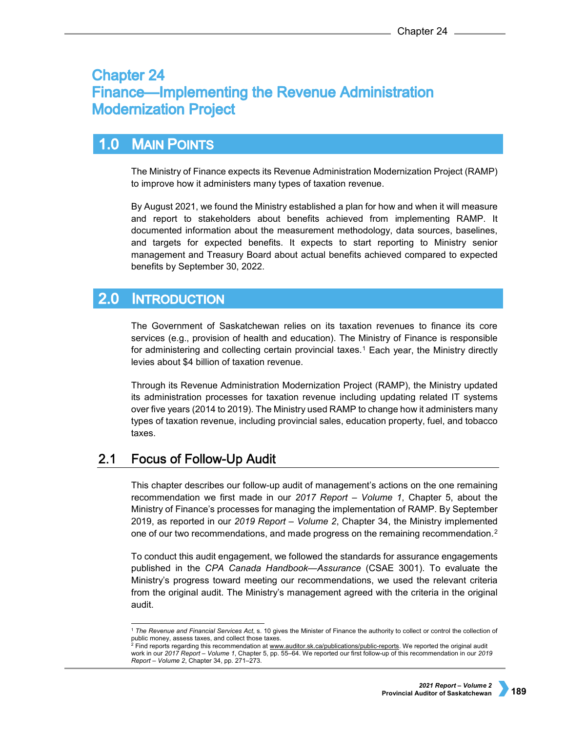# Chapter 24
# Finance—Implementing the Revenue Administration Modernization Project

## 1.0 Main Points

The Ministry of Finance expects its Revenue Administration Modernization Project (RAMP) to improve how it administers many types of taxation revenue.

By August 2021, we found the Ministry established a plan for how and when it will measure and report to stakeholders about benefits achieved from implementing RAMP. It documented information about the measurement methodology, data sources, baselines, and targets for expected benefits. It expects to start reporting to Ministry senior management and Treasury Board about actual benefits achieved compared to expected benefits by September 30, 2022.

## 2.0 Introduction

The Government of Saskatchewan relies on its taxation revenues to finance its core services (e.g., provision of health and education). The Ministry of Finance is responsible for administering and collecting certain provincial taxes.[1] Each year, the Ministry directly levies about $4 billion of taxation revenue.

Through its Revenue Administration Modernization Project (RAMP), the Ministry updated its administration processes for taxation revenue including updating related IT systems over five years (2014 to 2019). The Ministry used RAMP to change how it administers many types of taxation revenue, including provincial sales, education property, fuel, and tobacco taxes.

### 2.1 Focus of Follow-Up Audit

This chapter describes our follow-up audit of management's actions on the one remaining recommendation we first made in our *2017 Report – Volume 1*, Chapter 5, about the Ministry of Finance's processes for managing the implementation of RAMP. By September 2019, as reported in our *2019 Report – Volume 2*, Chapter 34, the Ministry implemented one of our two recommendations, and made progress on the remaining recommendation.[2]

To conduct this audit engagement, we followed the standards for assurance engagements published in the *CPA Canada Handbook—Assurance* (CSAE 3001). To evaluate the Ministry's progress toward meeting our recommendations, we used the relevant criteria from the original audit. The Ministry's management agreed with the criteria in the original audit.

---

[1] *The Revenue and Financial Services Act*, s. 10 gives the Minister of Finance the authority to collect or control the collection of public money, assess taxes, and collect those taxes.

[2] Find reports regarding this recommendation at www.auditor.sk.ca/publications/public-reports. We reported the original audit work in our *2017 Report – Volume 1*, Chapter 5, pp. 55–64. We reported our first follow-up of this recommendation in our *2019 Report – Volume 2*, Chapter 34, pp. 271–273.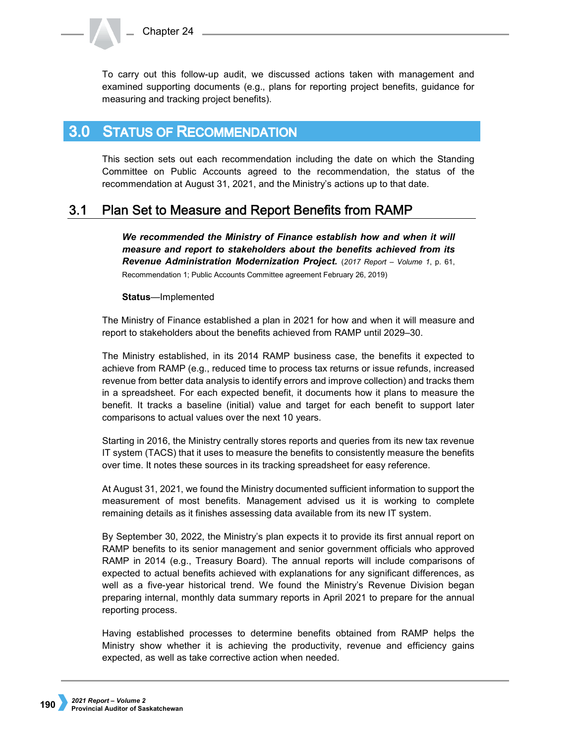To carry out this follow-up audit, we discussed actions taken with management and examined supporting documents (e.g., plans for reporting project benefits, guidance for measuring and tracking project benefits).

# 3.0 Status of Recommendation

This section sets out each recommendation including the date on which the Standing Committee on Public Accounts agreed to the recommendation, the status of the recommendation at August 31, 2021, and the Ministry's actions up to that date.

## 3.1 Plan Set to Measure and Report Benefits from RAMP

***We recommended the Ministry of Finance establish how and when it will measure and report to stakeholders about the benefits achieved from its Revenue Administration Modernization Project.*** (*2017 Report – Volume 1*, p. 61, Recommendation 1; Public Accounts Committee agreement February 26, 2019)

**Status**—Implemented

The Ministry of Finance established a plan in 2021 for how and when it will measure and report to stakeholders about the benefits achieved from RAMP until 2029–30.

The Ministry established, in its 2014 RAMP business case, the benefits it expected to achieve from RAMP (e.g., reduced time to process tax returns or issue refunds, increased revenue from better data analysis to identify errors and improve collection) and tracks them in a spreadsheet. For each expected benefit, it documents how it plans to measure the benefit. It tracks a baseline (initial) value and target for each benefit to support later comparisons to actual values over the next 10 years.

Starting in 2016, the Ministry centrally stores reports and queries from its new tax revenue IT system (TACS) that it uses to measure the benefits to consistently measure the benefits over time. It notes these sources in its tracking spreadsheet for easy reference.

At August 31, 2021, we found the Ministry documented sufficient information to support the measurement of most benefits. Management advised us it is working to complete remaining details as it finishes assessing data available from its new IT system.

By September 30, 2022, the Ministry's plan expects it to provide its first annual report on RAMP benefits to its senior management and senior government officials who approved RAMP in 2014 (e.g., Treasury Board). The annual reports will include comparisons of expected to actual benefits achieved with explanations for any significant differences, as well as a five-year historical trend. We found the Ministry's Revenue Division began preparing internal, monthly data summary reports in April 2021 to prepare for the annual reporting process.

Having established processes to determine benefits obtained from RAMP helps the Ministry show whether it is achieving the productivity, revenue and efficiency gains expected, as well as take corrective action when needed.